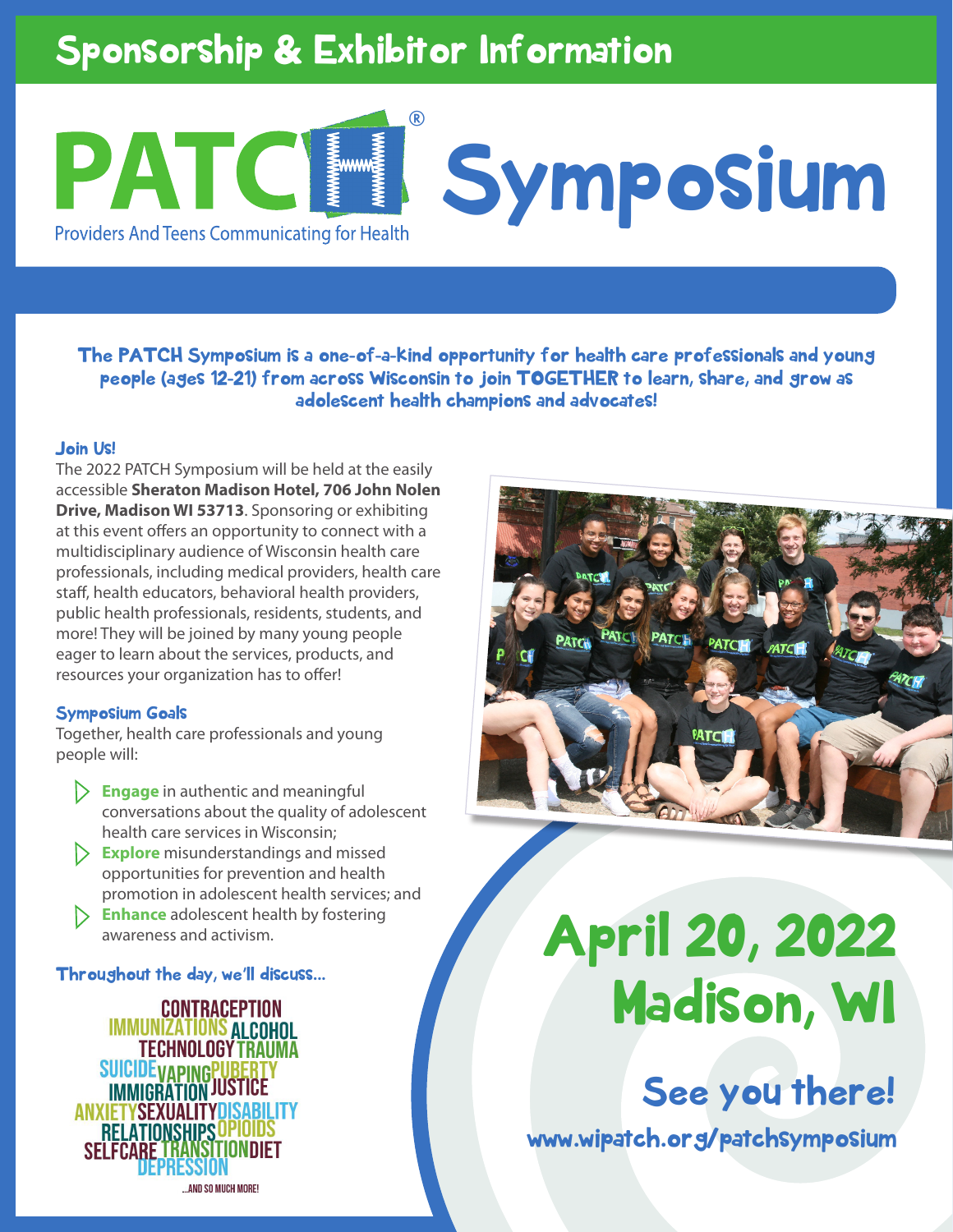# Sponsorship & Exhibitor Information

# PATCH® Symposium

Providers And Teens Communicating for Health

**The PATCH Symposium is a one-of-a-kind opportunity for health care professionals and young people (ages 12-21) from across Wisconsin to join TOGETHER to learn, share, and grow as adolescent health champions and advocates!**

### Join Us!

The 2022 PATCH Symposium will be held at the easily accessible **Sheraton Madison Hotel, 706 John Nolen Drive, Madison WI 53713**. Sponsoring or exhibiting at this event offers an opportunity to connect with a multidisciplinary audience of Wisconsin health care professionals, including medical providers, health care staff, health educators, behavioral health providers, public health professionals, residents, students, and more! They will be joined by many young people eager to learn about the services, products, and resources your organization has to offer!

### Symposium Goals

Together, health care professionals and young people will:

- **Engage** in authentic and meaningful conversations about the quality of adolescent health care services in Wisconsin;
- **Explore** misunderstandings and missed opportunities for prevention and health promotion in adolescent health services; and
- **Enhance** adolescent health by fostering awareness and activism.

### Throughout the day, we'll discuss...

CONTRACEPTION
IMMUNIZATIONS ALCOHOL
TECHNOLOGY TRAUMA
SUICIDE VAPING PUBERTY
IMMIGRATION JUSTICE
ANXIETY SEXUALITY DISABILITY
RELATIONSHIPS OPIOIDS
SELFCARE TRANSITION DIET
DEPRESSION

...AND SO MUCH MORE!

## April 20, 2022
## Madison, WI

**See you there!**

www.wipatch.org/patchsymposium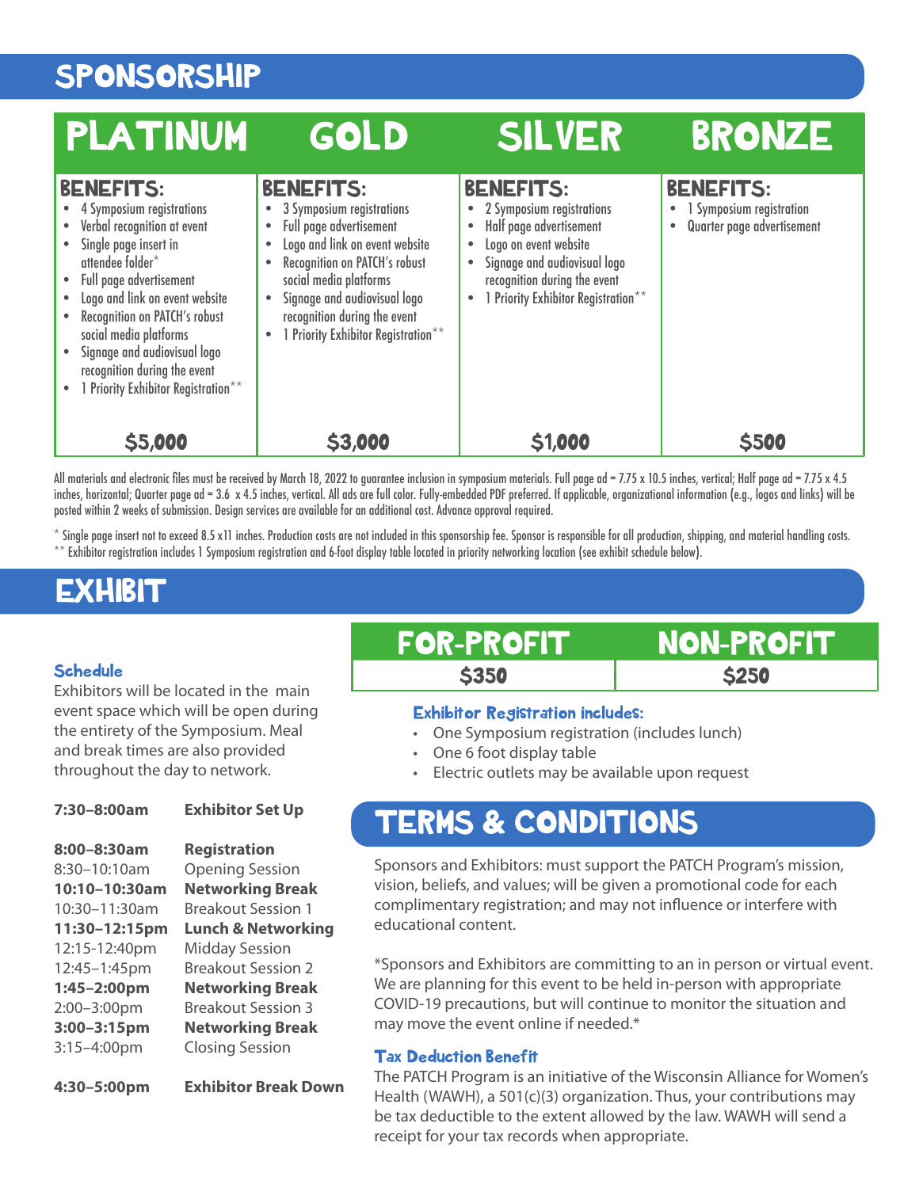## SPONSORSHIP

| PLATINUM | GOLD | SILVER | BRONZE |
|---|---|---|---|
| **BENEFITS:**<br>• 4 Symposium registrations<br>• Verbal recognition at event<br>• Single page insert in attendee folder*<br>• Full page advertisement<br>• Logo and link on event website<br>• Recognition on PATCH's robust social media platforms<br>• Signage and audiovisual logo recognition during the event<br>• 1 Priority Exhibitor Registration** | **BENEFITS:**<br>• 3 Symposium registrations<br>• Full page advertisement<br>• Logo and link on event website<br>• Recognition on PATCH's robust social media platforms<br>• Signage and audiovisual logo recognition during the event<br>• 1 Priority Exhibitor Registration** | **BENEFITS:**<br>• 2 Symposium registrations<br>• Half page advertisement<br>• Logo on event website<br>• Signage and audiovisual logo recognition during the event<br>• 1 Priority Exhibitor Registration** | **BENEFITS:**<br>• 1 Symposium registration<br>• Quarter page advertisement |
| **$5,000** | **$3,000** | **$1,000** | **$500** |

All materials and electronic files must be received by March 18, 2022 to guarantee inclusion in symposium materials. Full page ad = 7.75 x 10.5 inches, vertical; Half page ad = 7.75 x 4.5 inches, horizontal; Quarter page ad = 3.6 x 4.5 inches, vertical. All ads are full color. Fully-embedded PDF preferred. If applicable, organizational information (e.g., logos and links) will be posted within 2 weeks of submission. Design services are available for an additional cost. Advance approval required.

* Single page insert not to exceed 8.5 x11 inches. Production costs are not included in this sponsorship fee. Sponsor is responsible for all production, shipping, and material handling costs.
** Exhibitor registration includes 1 Symposium registration and 6-foot display table located in priority networking location (see exhibit schedule below).

## EXHIBIT

### Schedule

Exhibitors will be located in the main event space which will be open during the entirety of the Symposium. Meal and break times are also provided throughout the day to network.

| | |
|---|---|
| **7:30–8:00am** | **Exhibitor Set Up** |
| **8:00–8:30am** | **Registration** |
| 8:30–10:10am | Opening Session |
| **10:10–10:30am** | **Networking Break** |
| 10:30–11:30am | Breakout Session 1 |
| **11:30–12:15pm** | **Lunch & Networking** |
| 12:15-12:40pm | Midday Session |
| 12:45–1:45pm | Breakout Session 2 |
| **1:45–2:00pm** | **Networking Break** |
| 2:00–3:00pm | Breakout Session 3 |
| **3:00–3:15pm** | **Networking Break** |
| 3:15–4:00pm | Closing Session |
| **4:30–5:00pm** | **Exhibitor Break Down** |

| FOR-PROFIT | NON-PROFIT |
|---|---|
| $350 | $250 |

### Exhibitor Registration includes:

- One Symposium registration (includes lunch)
- One 6 foot display table
- Electric outlets may be available upon request

## TERMS & CONDITIONS

Sponsors and Exhibitors: must support the PATCH Program's mission, vision, beliefs, and values; will be given a promotional code for each complimentary registration; and may not influence or interfere with educational content.

*Sponsors and Exhibitors are committing to an in person or virtual event. We are planning for this event to be held in-person with appropriate COVID-19 precautions, but will continue to monitor the situation and may move the event online if needed.*

### Tax Deduction Benefit

The PATCH Program is an initiative of the Wisconsin Alliance for Women's Health (WAWH), a 501(c)(3) organization. Thus, your contributions may be tax deductible to the extent allowed by the law. WAWH will send a receipt for your tax records when appropriate.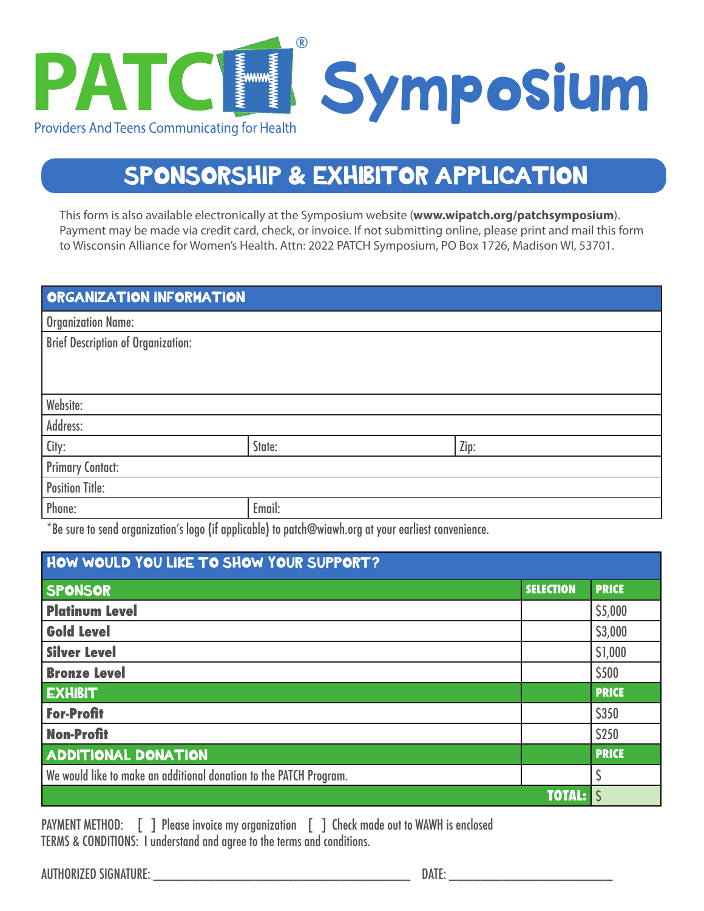# PATCH® Symposium

Providers And Teens Communicating for Health

## SPONSORSHIP & EXHIBITOR APPLICATION

This form is also available electronically at the Symposium website (**www.wipatch.org/patchsymposium**). Payment may be made via credit card, check, or invoice. If not submitting online, please print and mail this form to Wisconsin Alliance for Women's Health. Attn: 2022 PATCH Symposium, PO Box 1726, Madison WI, 53701.

| ORGANIZATION INFORMATION | | |
|---|---|---|
| Organization Name: | | |
| Brief Description of Organization: | | |
| Website: | | |
| Address: | | |
| City: | State: | Zip: |
| Primary Contact: | | |
| Position Title: | | |
| Phone: | Email: | |

*Be sure to send organization's logo (if applicable) to patch@wiawh.org at your earliest convenience.

| HOW WOULD YOU LIKE TO SHOW YOUR SUPPORT? | | |
|---|---|---|
| **SPONSOR** | **SELECTION** | **PRICE** |
| **Platinum Level** | | $5,000 |
| **Gold Level** | | $3,000 |
| **Silver Level** | | $1,000 |
| **Bronze Level** | | $500 |
| **EXHIBIT** | | **PRICE** |
| **For-Profit** | | $350 |
| **Non-Profit** | | $250 |
| **ADDITIONAL DONATION** | | **PRICE** |
| We would like to make an additional donation to the PATCH Program. | | $ |
| | **TOTAL:** | $ |

PAYMENT METHOD: [ ] Please invoice my organization [ ] Check made out to WAWH is enclosed

TERMS & CONDITIONS: I understand and agree to the terms and conditions.

AUTHORIZED SIGNATURE: ______________________________ DATE: ____________________